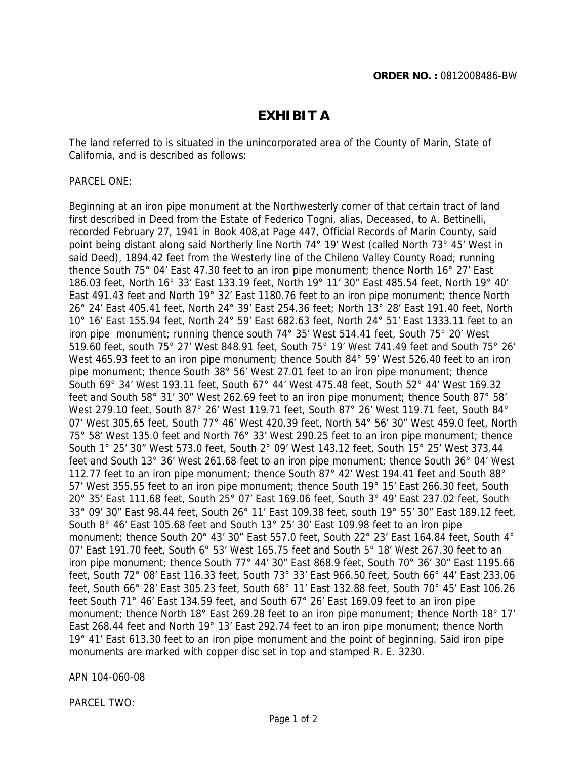**ORDER NO. :** 0812008486-BW

# EXHIBIT A

The land referred to is situated in the unincorporated area of the County of Marin, State of California, and is described as follows:

PARCEL ONE:

Beginning at an iron pipe monument at the Northwesterly corner of that certain tract of land first described in Deed from the Estate of Federico Togni, alias, Deceased, to A. Bettinelli, recorded February 27, 1941 in Book 408,at Page 447, Official Records of Marin County, said point being distant along said Northerly line North 74° 19' West (called North 73° 45' West in said Deed), 1894.42 feet from the Westerly line of the Chileno Valley County Road; running thence South 75° 04' East 47.30 feet to an iron pipe monument; thence North 16° 27' East 186.03 feet, North 16° 33' East 133.19 feet, North 19° 11' 30" East 485.54 feet, North 19° 40' East 491.43 feet and North 19° 32' East 1180.76 feet to an iron pipe monument; thence North 26° 24' East 405.41 feet, North 24° 39' East 254.36 feet; North 13° 28' East 191.40 feet, North 10° 16' East 155.94 feet, North 24° 59' East 682.63 feet, North 24° 51' East 1333.11 feet to an iron pipe monument; running thence south 74° 35' West 514.41 feet, South 75° 20' West 519.60 feet, south 75° 27' West 848.91 feet, South 75° 19' West 741.49 feet and South 75° 26' West 465.93 feet to an iron pipe monument; thence South 84° 59' West 526.40 feet to an iron pipe monument; thence South 38° 56' West 27.01 feet to an iron pipe monument; thence South 69° 34' West 193.11 feet, South 67° 44' West 475.48 feet, South 52° 44' West 169.32 feet and South 58° 31' 30" West 262.69 feet to an iron pipe monument; thence South 87° 58' West 279.10 feet, South 87° 26' West 119.71 feet, South 87° 26' West 119.71 feet, South 84° 07' West 305.65 feet, South 77° 46' West 420.39 feet, North 54° 56' 30" West 459.0 feet, North 75° 58' West 135.0 feet and North 76° 33' West 290.25 feet to an iron pipe monument; thence South 1° 25' 30" West 573.0 feet, South 2° 09' West 143.12 feet, South 15° 25' West 373.44 feet and South 13° 36' West 261.68 feet to an iron pipe monument; thence South 36° 04' West 112.77 feet to an iron pipe monument; thence South 87° 42' West 194.41 feet and South 88° 57' West 355.55 feet to an iron pipe monument; thence South 19° 15' East 266.30 feet, South 20° 35' East 111.68 feet, South 25° 07' East 169.06 feet, South 3° 49' East 237.02 feet, South 33° 09' 30" East 98.44 feet, South 26° 11' East 109.38 feet, south 19° 55' 30" East 189.12 feet, South 8° 46' East 105.68 feet and South 13° 25' 30' East 109.98 feet to an iron pipe monument; thence South 20° 43' 30" East 557.0 feet, South 22° 23' East 164.84 feet, South 4° 07' East 191.70 feet, South 6° 53' West 165.75 feet and South 5° 18' West 267.30 feet to an iron pipe monument; thence South 77° 44' 30" East 868.9 feet, South 70° 36' 30" East 1195.66 feet, South 72° 08' East 116.33 feet, South 73° 33' East 966.50 feet, South 66° 44' East 233.06 feet, South 66° 28' East 305.23 feet, South 68° 11' East 132.88 feet, South 70° 45' East 106.26 feet South 71° 46' East 134.59 feet, and South 67° 26' East 169.09 feet to an iron pipe monument; thence North 18° East 269.28 feet to an iron pipe monument; thence North 18° 17' East 268.44 feet and North 19° 13' East 292.74 feet to an iron pipe monument; thence North 19° 41' East 613.30 feet to an iron pipe monument and the point of beginning. Said iron pipe monuments are marked with copper disc set in top and stamped R. E. 3230.

APN 104-060-08

PARCEL TWO: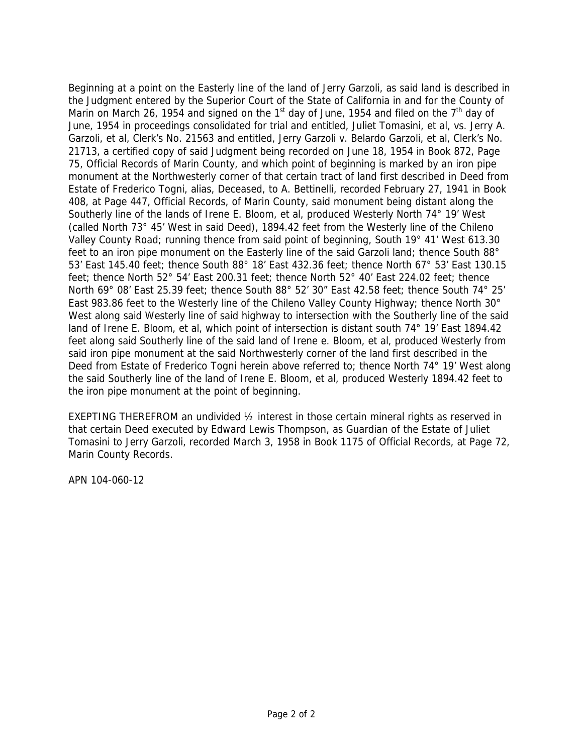Beginning at a point on the Easterly line of the land of Jerry Garzoli, as said land is described in the Judgment entered by the Superior Court of the State of California in and for the County of Marin on March 26, 1954 and signed on the 1st day of June, 1954 and filed on the 7th day of June, 1954 in proceedings consolidated for trial and entitled, Juliet Tomasini, et al, vs. Jerry A. Garzoli, et al, Clerk's No. 21563 and entitled, Jerry Garzoli v. Belardo Garzoli, et al, Clerk's No. 21713, a certified copy of said Judgment being recorded on June 18, 1954 in Book 872, Page 75, Official Records of Marin County, and which point of beginning is marked by an iron pipe monument at the Northwesterly corner of that certain tract of land first described in Deed from Estate of Frederico Togni, alias, Deceased, to A. Bettinelli, recorded February 27, 1941 in Book 408, at Page 447, Official Records, of Marin County, said monument being distant along the Southerly line of the lands of Irene E. Bloom, et al, produced Westerly North 74° 19' West (called North 73° 45' West in said Deed), 1894.42 feet from the Westerly line of the Chileno Valley County Road; running thence from said point of beginning, South 19° 41' West 613.30 feet to an iron pipe monument on the Easterly line of the said Garzoli land; thence South 88° 53' East 145.40 feet; thence South 88° 18' East 432.36 feet; thence North 67° 53' East 130.15 feet; thence North 52° 54' East 200.31 feet; thence North 52° 40' East 224.02 feet; thence North 69° 08' East 25.39 feet; thence South 88° 52' 30" East 42.58 feet; thence South 74° 25' East 983.86 feet to the Westerly line of the Chileno Valley County Highway; thence North 30° West along said Westerly line of said highway to intersection with the Southerly line of the said land of Irene E. Bloom, et al, which point of intersection is distant south 74° 19' East 1894.42 feet along said Southerly line of the said land of Irene e. Bloom, et al, produced Westerly from said iron pipe monument at the said Northwesterly corner of the land first described in the Deed from Estate of Frederico Togni herein above referred to; thence North 74° 19' West along the said Southerly line of the land of Irene E. Bloom, et al, produced Westerly 1894.42 feet to the iron pipe monument at the point of beginning.

EXEPTING THEREFROM an undivided ½ interest in those certain mineral rights as reserved in that certain Deed executed by Edward Lewis Thompson, as Guardian of the Estate of Juliet Tomasini to Jerry Garzoli, recorded March 3, 1958 in Book 1175 of Official Records, at Page 72, Marin County Records.

APN 104-060-12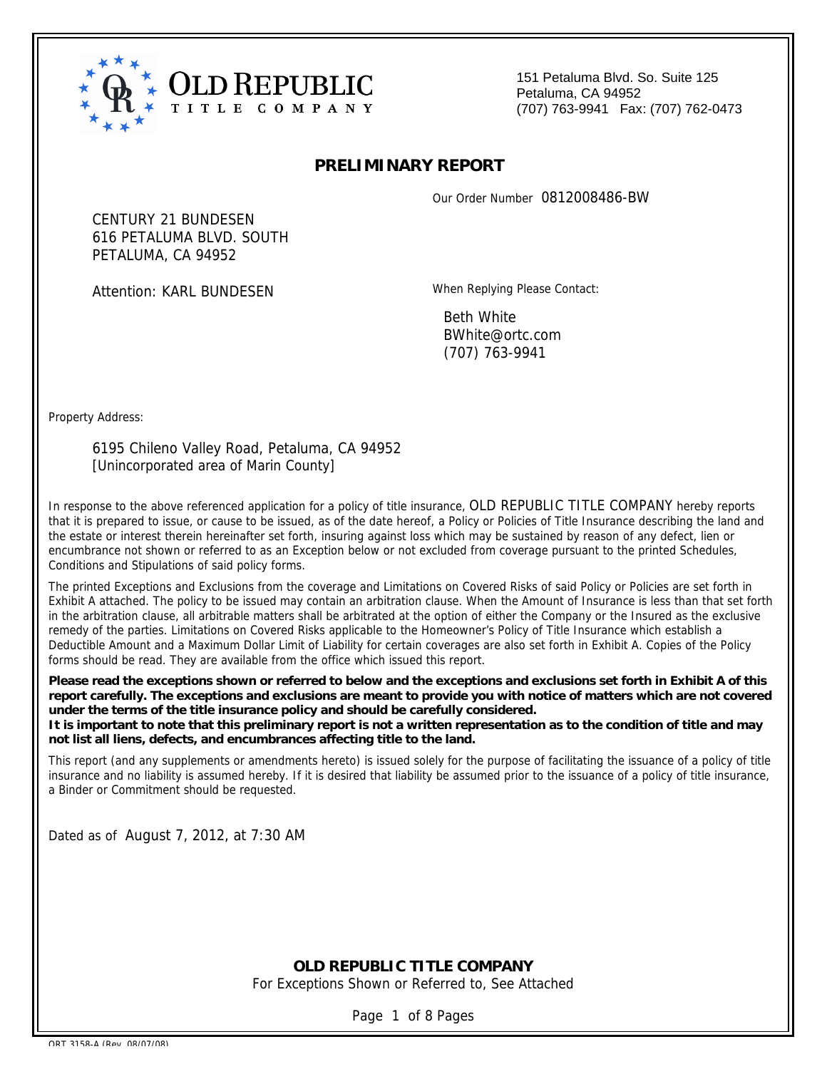# OLD REPUBLIC TITLE COMPANY

151 Petaluma Blvd. So. Suite 125
Petaluma, CA 94952
(707) 763-9941 Fax: (707) 762-0473

## PRELIMINARY REPORT

Our Order Number 0812008486-BW

CENTURY 21 BUNDESEN
616 PETALUMA BLVD. SOUTH
PETALUMA, CA 94952

Attention: KARL BUNDESEN

When Replying Please Contact:

Beth White
BWhite@ortc.com
(707) 763-9941

Property Address:

6195 Chileno Valley Road, Petaluma, CA 94952
[Unincorporated area of Marin County]

In response to the above referenced application for a policy of title insurance, OLD REPUBLIC TITLE COMPANY hereby reports that it is prepared to issue, or cause to be issued, as of the date hereof, a Policy or Policies of Title Insurance describing the land and the estate or interest therein hereinafter set forth, insuring against loss which may be sustained by reason of any defect, lien or encumbrance not shown or referred to as an Exception below or not excluded from coverage pursuant to the printed Schedules, Conditions and Stipulations of said policy forms.

The printed Exceptions and Exclusions from the coverage and Limitations on Covered Risks of said Policy or Policies are set forth in Exhibit A attached. The policy to be issued may contain an arbitration clause. When the Amount of Insurance is less than that set forth in the arbitration clause, all arbitrable matters shall be arbitrated at the option of either the Company or the Insured as the exclusive remedy of the parties. Limitations on Covered Risks applicable to the Homeowner's Policy of Title Insurance which establish a Deductible Amount and a Maximum Dollar Limit of Liability for certain coverages are also set forth in Exhibit A. Copies of the Policy forms should be read. They are available from the office which issued this report.

**Please read the exceptions shown or referred to below and the exceptions and exclusions set forth in Exhibit A of this report carefully. The exceptions and exclusions are meant to provide you with notice of matters which are not covered under the terms of the title insurance policy and should be carefully considered.**
**It is important to note that this preliminary report is not a written representation as to the condition of title and may not list all liens, defects, and encumbrances affecting title to the land.**

This report (and any supplements or amendments hereto) is issued solely for the purpose of facilitating the issuance of a policy of title insurance and no liability is assumed hereby. If it is desired that liability be assumed prior to the issuance of a policy of title insurance, a Binder or Commitment should be requested.

Dated as of August 7, 2012, at 7:30 AM

**OLD REPUBLIC TITLE COMPANY**
For Exceptions Shown or Referred to, See Attached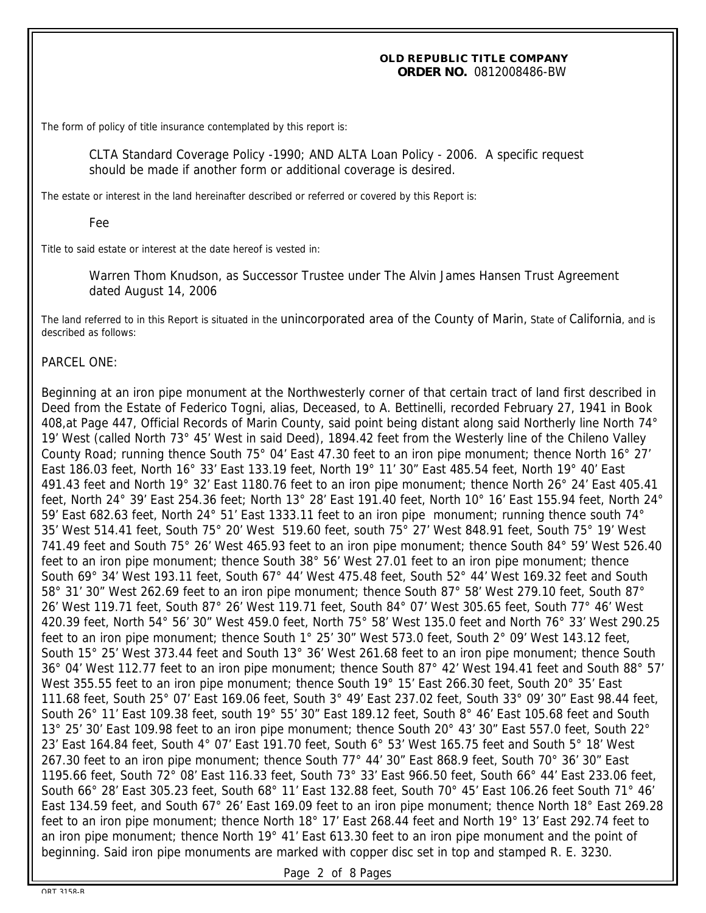**OLD REPUBLIC TITLE COMPANY**
**ORDER NO.** 0812008486-BW

The form of policy of title insurance contemplated by this report is:

CLTA Standard Coverage Policy -1990; AND ALTA Loan Policy - 2006. A specific request should be made if another form or additional coverage is desired.

The estate or interest in the land hereinafter described or referred or covered by this Report is:

Fee

Title to said estate or interest at the date hereof is vested in:

Warren Thom Knudson, as Successor Trustee under The Alvin James Hansen Trust Agreement dated August 14, 2006

The land referred to in this Report is situated in the unincorporated area of the County of Marin, State of California, and is described as follows:

PARCEL ONE:

Beginning at an iron pipe monument at the Northwesterly corner of that certain tract of land first described in Deed from the Estate of Federico Togni, alias, Deceased, to A. Bettinelli, recorded February 27, 1941 in Book 408,at Page 447, Official Records of Marin County, said point being distant along said Northerly line North 74° 19' West (called North 73° 45' West in said Deed), 1894.42 feet from the Westerly line of the Chileno Valley County Road; running thence South 75° 04' East 47.30 feet to an iron pipe monument; thence North 16° 27' East 186.03 feet, North 16° 33' East 133.19 feet, North 19° 11' 30" East 485.54 feet, North 19° 40' East 491.43 feet and North 19° 32' East 1180.76 feet to an iron pipe monument; thence North 26° 24' East 405.41 feet, North 24° 39' East 254.36 feet; North 13° 28' East 191.40 feet, North 10° 16' East 155.94 feet, North 24° 59' East 682.63 feet, North 24° 51' East 1333.11 feet to an iron pipe monument; running thence south 74° 35' West 514.41 feet, South 75° 20' West 519.60 feet, south 75° 27' West 848.91 feet, South 75° 19' West 741.49 feet and South 75° 26' West 465.93 feet to an iron pipe monument; thence South 84° 59' West 526.40 feet to an iron pipe monument; thence South 38° 56' West 27.01 feet to an iron pipe monument; thence South 69° 34' West 193.11 feet, South 67° 44' West 475.48 feet, South 52° 44' West 169.32 feet and South 58° 31' 30" West 262.69 feet to an iron pipe monument; thence South 87° 58' West 279.10 feet, South 87° 26' West 119.71 feet, South 87° 26' West 119.71 feet, South 84° 07' West 305.65 feet, South 77° 46' West 420.39 feet, North 54° 56' 30" West 459.0 feet, North 75° 58' West 135.0 feet and North 76° 33' West 290.25 feet to an iron pipe monument; thence South 1° 25' 30" West 573.0 feet, South 2° 09' West 143.12 feet, South 15° 25' West 373.44 feet and South 13° 36' West 261.68 feet to an iron pipe monument; thence South 36° 04' West 112.77 feet to an iron pipe monument; thence South 87° 42' West 194.41 feet and South 88° 57' West 355.55 feet to an iron pipe monument; thence South 19° 15' East 266.30 feet, South 20° 35' East 111.68 feet, South 25° 07' East 169.06 feet, South 3° 49' East 237.02 feet, South 33° 09' 30" East 98.44 feet, South 26° 11' East 109.38 feet, south 19° 55' 30" East 189.12 feet, South 8° 46' East 105.68 feet and South 13° 25' 30' East 109.98 feet to an iron pipe monument; thence South 20° 43' 30" East 557.0 feet, South 22° 23' East 164.84 feet, South 4° 07' East 191.70 feet, South 6° 53' West 165.75 feet and South 5° 18' West 267.30 feet to an iron pipe monument; thence South 77° 44' 30" East 868.9 feet, South 70° 36' 30" East 1195.66 feet, South 72° 08' East 116.33 feet, South 73° 33' East 966.50 feet, South 66° 44' East 233.06 feet, South 66° 28' East 305.23 feet, South 68° 11' East 132.88 feet, South 70° 45' East 106.26 feet South 71° 46' East 134.59 feet, and South 67° 26' East 169.09 feet to an iron pipe monument; thence North 18° East 269.28 feet to an iron pipe monument; thence North 18° 17' East 268.44 feet and North 19° 13' East 292.74 feet to an iron pipe monument; thence North 19° 41' East 613.30 feet to an iron pipe monument and the point of beginning. Said iron pipe monuments are marked with copper disc set in top and stamped R. E. 3230.

ORT 3158-B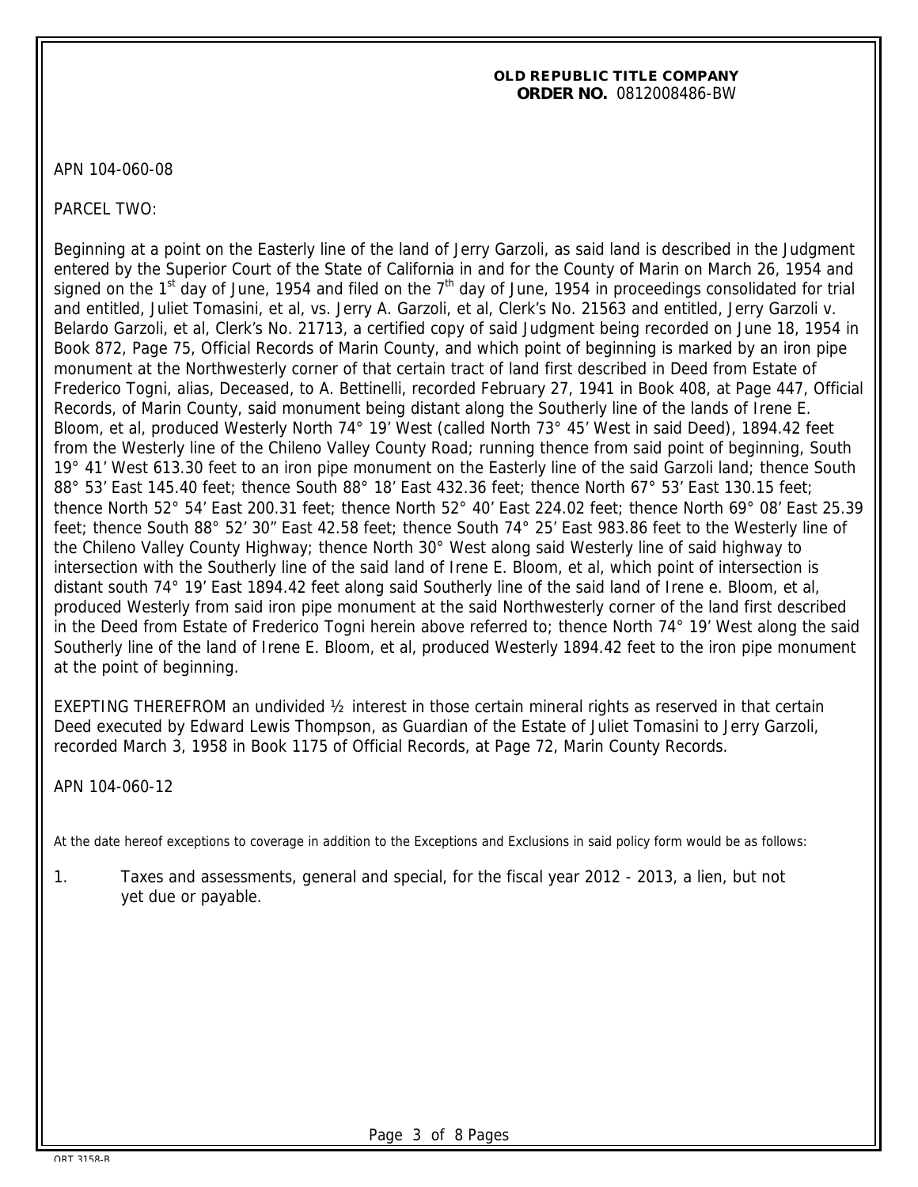**OLD REPUBLIC TITLE COMPANY**
**ORDER NO.** 0812008486-BW

APN 104-060-08

PARCEL TWO:

Beginning at a point on the Easterly line of the land of Jerry Garzoli, as said land is described in the Judgment entered by the Superior Court of the State of California in and for the County of Marin on March 26, 1954 and signed on the 1st day of June, 1954 and filed on the 7th day of June, 1954 in proceedings consolidated for trial and entitled, Juliet Tomasini, et al, vs. Jerry A. Garzoli, et al, Clerk's No. 21563 and entitled, Jerry Garzoli v. Belardo Garzoli, et al, Clerk's No. 21713, a certified copy of said Judgment being recorded on June 18, 1954 in Book 872, Page 75, Official Records of Marin County, and which point of beginning is marked by an iron pipe monument at the Northwesterly corner of that certain tract of land first described in Deed from Estate of Frederico Togni, alias, Deceased, to A. Bettinelli, recorded February 27, 1941 in Book 408, at Page 447, Official Records, of Marin County, said monument being distant along the Southerly line of the lands of Irene E. Bloom, et al, produced Westerly North 74° 19' West (called North 73° 45' West in said Deed), 1894.42 feet from the Westerly line of the Chileno Valley County Road; running thence from said point of beginning, South 19° 41' West 613.30 feet to an iron pipe monument on the Easterly line of the said Garzoli land; thence South 88° 53' East 145.40 feet; thence South 88° 18' East 432.36 feet; thence North 67° 53' East 130.15 feet; thence North 52° 54' East 200.31 feet; thence North 52° 40' East 224.02 feet; thence North 69° 08' East 25.39 feet; thence South 88° 52' 30" East 42.58 feet; thence South 74° 25' East 983.86 feet to the Westerly line of the Chileno Valley County Highway; thence North 30° West along said Westerly line of said highway to intersection with the Southerly line of the said land of Irene E. Bloom, et al, which point of intersection is distant south 74° 19' East 1894.42 feet along said Southerly line of the said land of Irene e. Bloom, et al, produced Westerly from said iron pipe monument at the said Northwesterly corner of the land first described in the Deed from Estate of Frederico Togni herein above referred to; thence North 74° 19' West along the said Southerly line of the land of Irene E. Bloom, et al, produced Westerly 1894.42 feet to the iron pipe monument at the point of beginning.

EXEPTING THEREFROM an undivided ½ interest in those certain mineral rights as reserved in that certain Deed executed by Edward Lewis Thompson, as Guardian of the Estate of Juliet Tomasini to Jerry Garzoli, recorded March 3, 1958 in Book 1175 of Official Records, at Page 72, Marin County Records.

APN 104-060-12

At the date hereof exceptions to coverage in addition to the Exceptions and Exclusions in said policy form would be as follows:

1. Taxes and assessments, general and special, for the fiscal year 2012 - 2013, a lien, but not yet due or payable.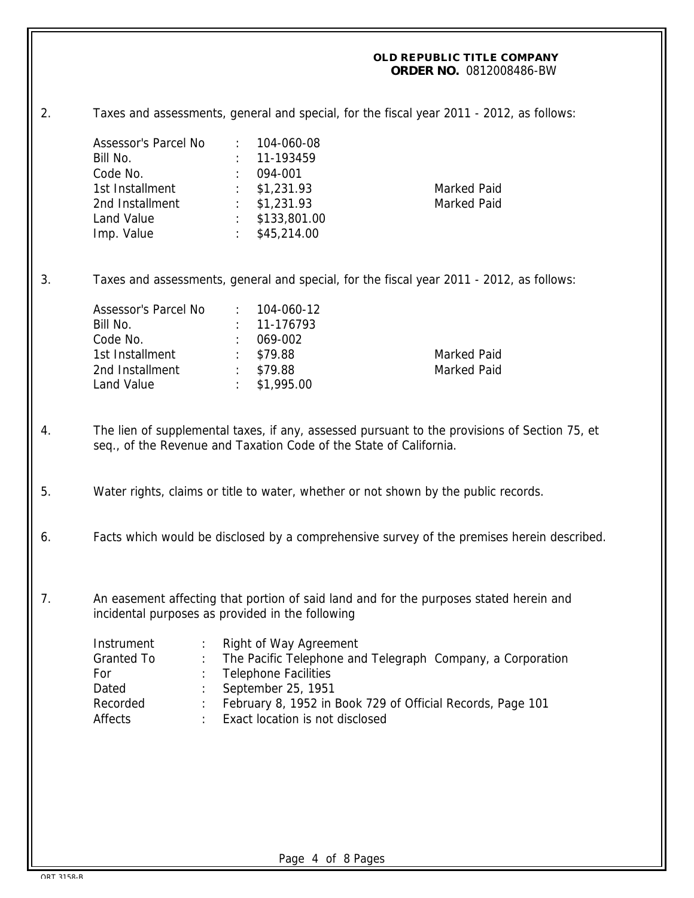**OLD REPUBLIC TITLE COMPANY**
**ORDER NO.** 0812008486-BW

2. Taxes and assessments, general and special, for the fiscal year 2011 - 2012, as follows:

| | | | |
|---|---|---|---|
| Assessor's Parcel No | : | 104-060-08 | |
| Bill No. | : | 11-193459 | |
| Code No. | : | 094-001 | |
| 1st Installment | : | $1,231.93 | Marked Paid |
| 2nd Installment | : | $1,231.93 | Marked Paid |
| Land Value | : | $133,801.00 | |
| Imp. Value | : | $45,214.00 | |

3. Taxes and assessments, general and special, for the fiscal year 2011 - 2012, as follows:

| | | | |
|---|---|---|---|
| Assessor's Parcel No | : | 104-060-12 | |
| Bill No. | : | 11-176793 | |
| Code No. | : | 069-002 | |
| 1st Installment | : | $79.88 | Marked Paid |
| 2nd Installment | : | $79.88 | Marked Paid |
| Land Value | : | $1,995.00 | |

4. The lien of supplemental taxes, if any, assessed pursuant to the provisions of Section 75, et seq., of the Revenue and Taxation Code of the State of California.

5. Water rights, claims or title to water, whether or not shown by the public records.

6. Facts which would be disclosed by a comprehensive survey of the premises herein described.

7. An easement affecting that portion of said land and for the purposes stated herein and incidental purposes as provided in the following

| | | |
|---|---|---|
| Instrument | : | Right of Way Agreement |
| Granted To | : | The Pacific Telephone and Telegraph Company, a Corporation |
| For | : | Telephone Facilities |
| Dated | : | September 25, 1951 |
| Recorded | : | February 8, 1952 in Book 729 of Official Records, Page 101 |
| Affects | : | Exact location is not disclosed |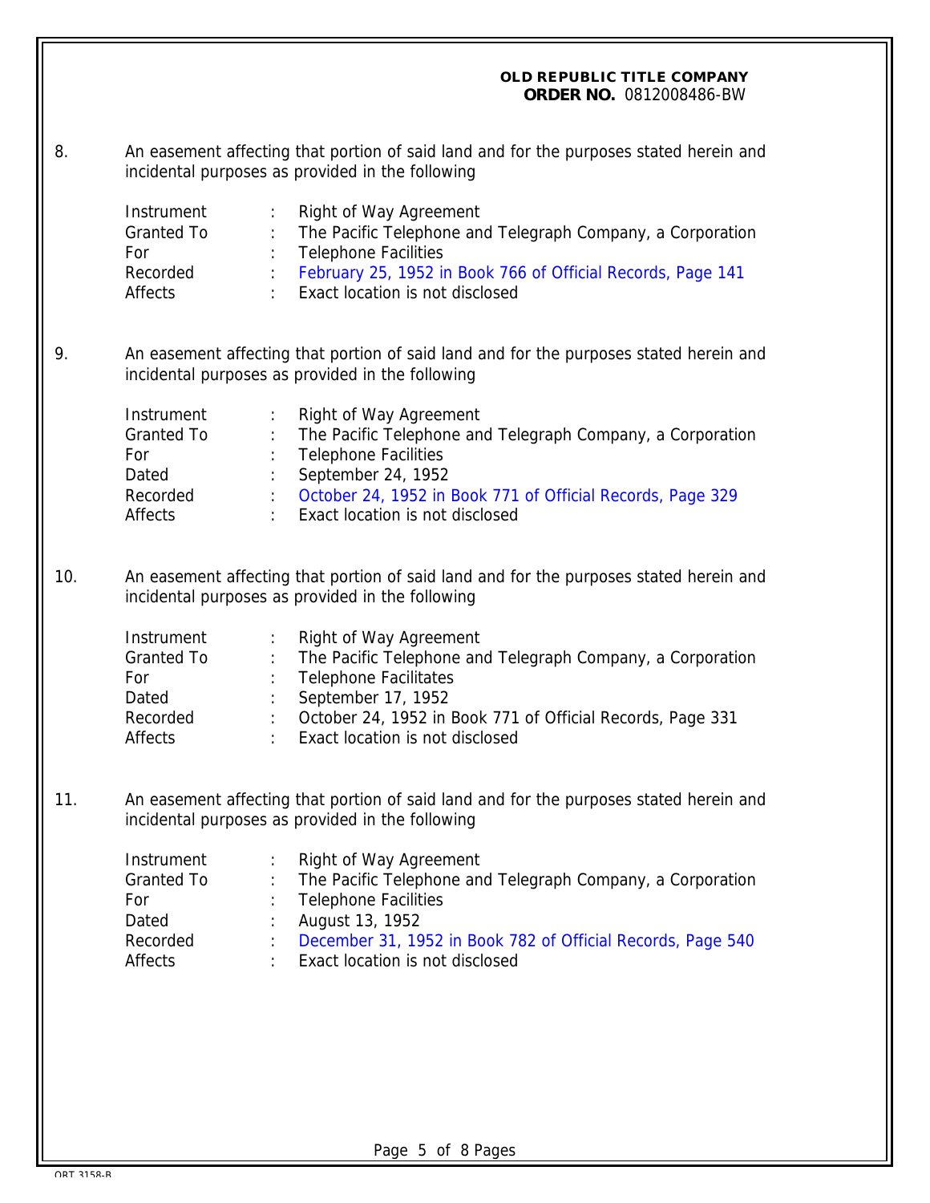8. An easement affecting that portion of said land and for the purposes stated herein and incidental purposes as provided in the following

| | | |
|---|---|---|
| Instrument | : | Right of Way Agreement |
| Granted To | : | The Pacific Telephone and Telegraph Company, a Corporation |
| For | : | Telephone Facilities |
| Recorded | : | February 25, 1952 in Book 766 of Official Records, Page 141 |
| Affects | : | Exact location is not disclosed |

9. An easement affecting that portion of said land and for the purposes stated herein and incidental purposes as provided in the following

| | | |
|---|---|---|
| Instrument | : | Right of Way Agreement |
| Granted To | : | The Pacific Telephone and Telegraph Company, a Corporation |
| For | : | Telephone Facilities |
| Dated | : | September 24, 1952 |
| Recorded | : | October 24, 1952 in Book 771 of Official Records, Page 329 |
| Affects | : | Exact location is not disclosed |

10. An easement affecting that portion of said land and for the purposes stated herein and incidental purposes as provided in the following

| | | |
|---|---|---|
| Instrument | : | Right of Way Agreement |
| Granted To | : | The Pacific Telephone and Telegraph Company, a Corporation |
| For | : | Telephone Facilitates |
| Dated | : | September 17, 1952 |
| Recorded | : | October 24, 1952 in Book 771 of Official Records, Page 331 |
| Affects | : | Exact location is not disclosed |

11. An easement affecting that portion of said land and for the purposes stated herein and incidental purposes as provided in the following

| | | |
|---|---|---|
| Instrument | : | Right of Way Agreement |
| Granted To | : | The Pacific Telephone and Telegraph Company, a Corporation |
| For | : | Telephone Facilities |
| Dated | : | August 13, 1952 |
| Recorded | : | December 31, 1952 in Book 782 of Official Records, Page 540 |
| Affects | : | Exact location is not disclosed |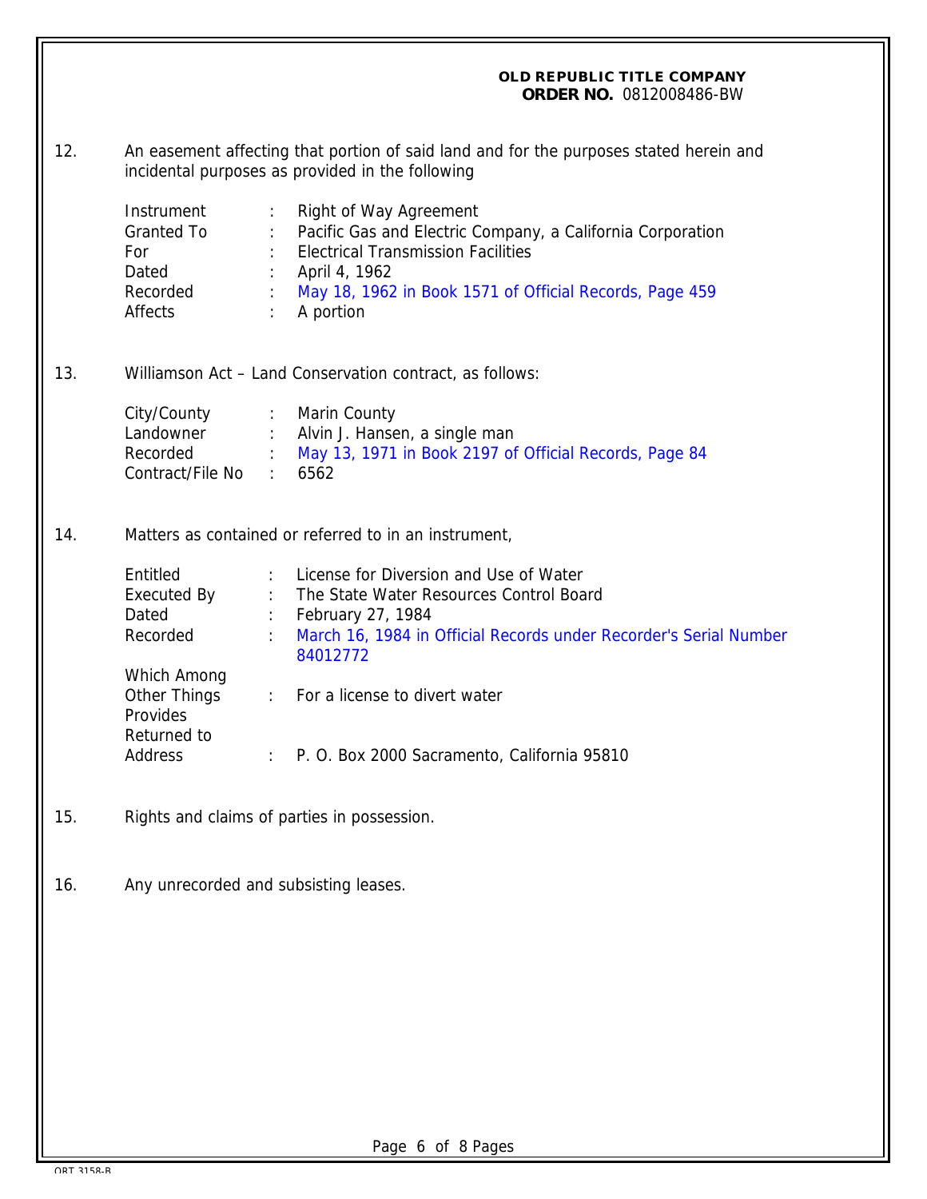12. An easement affecting that portion of said land and for the purposes stated herein and incidental purposes as provided in the following

| | | |
|---|---|---|
| Instrument | : | Right of Way Agreement |
| Granted To | : | Pacific Gas and Electric Company, a California Corporation |
| For | : | Electrical Transmission Facilities |
| Dated | : | April 4, 1962 |
| Recorded | : | May 18, 1962 in Book 1571 of Official Records, Page 459 |
| Affects | : | A portion |

13. Williamson Act – Land Conservation contract, as follows:

| | | |
|---|---|---|
| City/County | : | Marin County |
| Landowner | : | Alvin J. Hansen, a single man |
| Recorded | : | May 13, 1971 in Book 2197 of Official Records, Page 84 |
| Contract/File No | : | 6562 |

14. Matters as contained or referred to in an instrument,

| | | |
|---|---|---|
| Entitled | : | License for Diversion and Use of Water |
| Executed By | : | The State Water Resources Control Board |
| Dated | : | February 27, 1984 |
| Recorded | : | March 16, 1984 in Official Records under Recorder's Serial Number 84012772 |
| Which Among Other Things Provides | : | For a license to divert water |
| Returned to Address | : | P. O. Box 2000 Sacramento, California 95810 |

15. Rights and claims of parties in possession.

16. Any unrecorded and subsisting leases.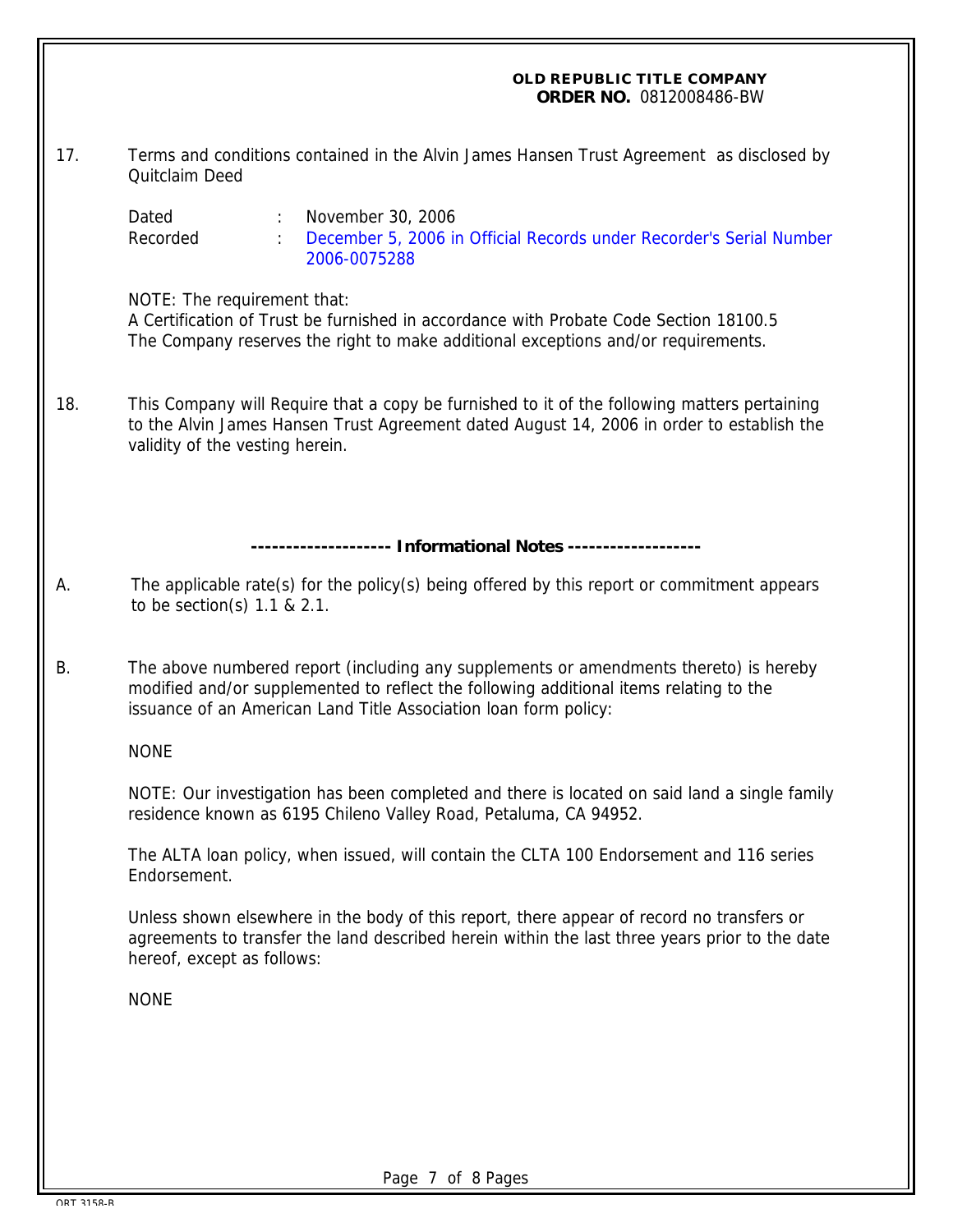17. Terms and conditions contained in the Alvin James Hansen Trust Agreement as disclosed by Quitclaim Deed

    Dated : November 30, 2006
    Recorded : December 5, 2006 in Official Records under Recorder's Serial Number 2006-0075288

    NOTE: The requirement that:
    A Certification of Trust be furnished in accordance with Probate Code Section 18100.5
    The Company reserves the right to make additional exceptions and/or requirements.

18. This Company will Require that a copy be furnished to it of the following matters pertaining to the Alvin James Hansen Trust Agreement dated August 14, 2006 in order to establish the validity of the vesting herein.

**-------------------- Informational Notes -------------------**

A. The applicable rate(s) for the policy(s) being offered by this report or commitment appears to be section(s) 1.1 & 2.1.

B. The above numbered report (including any supplements or amendments thereto) is hereby modified and/or supplemented to reflect the following additional items relating to the issuance of an American Land Title Association loan form policy:

   NONE

   NOTE: Our investigation has been completed and there is located on said land a single family residence known as 6195 Chileno Valley Road, Petaluma, CA 94952.

   The ALTA loan policy, when issued, will contain the CLTA 100 Endorsement and 116 series Endorsement.

   Unless shown elsewhere in the body of this report, there appear of record no transfers or agreements to transfer the land described herein within the last three years prior to the date hereof, except as follows:

   NONE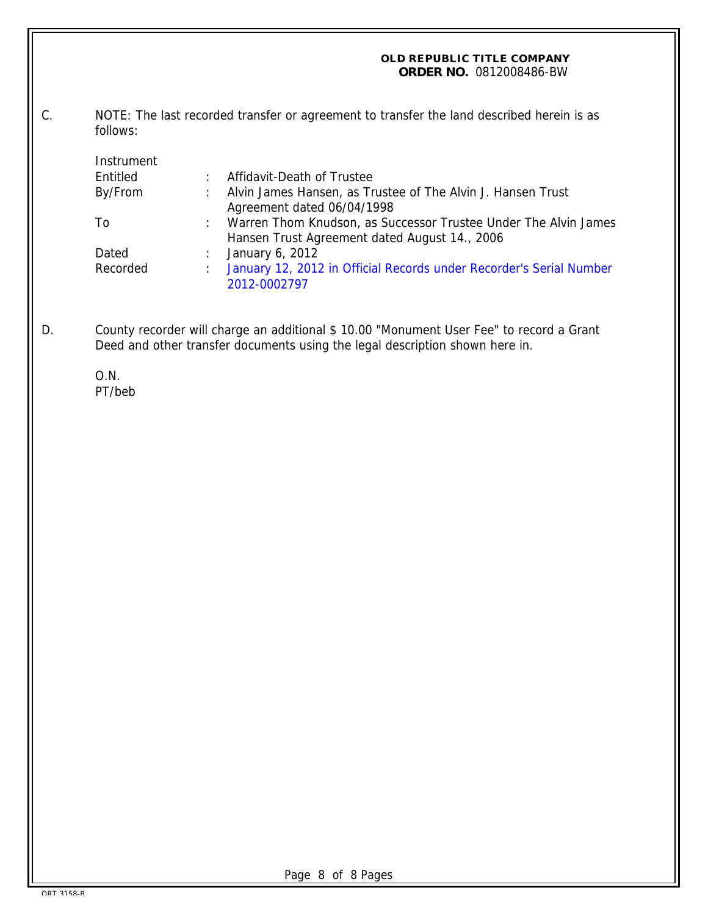**OLD REPUBLIC TITLE COMPANY**
**ORDER NO.** 0812008486-BW

C. NOTE: The last recorded transfer or agreement to transfer the land described herein is as follows:

| Instrument | | |
|---|---|---|
| Entitled | : | Affidavit-Death of Trustee |
| By/From | : | Alvin James Hansen, as Trustee of The Alvin J. Hansen Trust Agreement dated 06/04/1998 |
| To | : | Warren Thom Knudson, as Successor Trustee Under The Alvin James Hansen Trust Agreement dated August 14., 2006 |
| Dated | : | January 6, 2012 |
| Recorded | : | January 12, 2012 in Official Records under Recorder's Serial Number 2012-0002797 |

D. County recorder will charge an additional $ 10.00 "Monument User Fee" to record a Grant Deed and other transfer documents using the legal description shown here in.

O.N.
PT/beb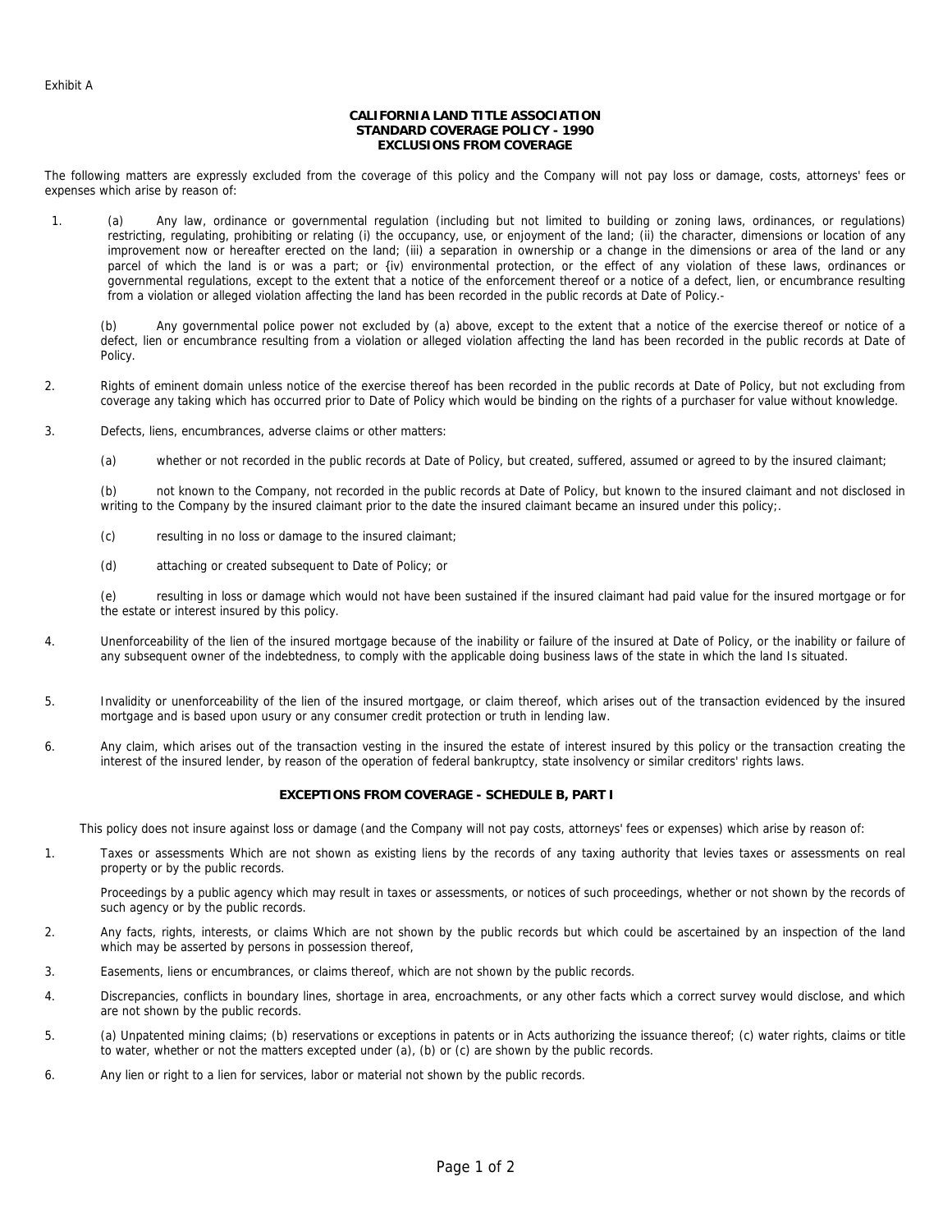Exhibit A

**CALIFORNIA LAND TITLE ASSOCIATION**
**STANDARD COVERAGE POLICY - 1990**
**EXCLUSIONS FROM COVERAGE**

The following matters are expressly excluded from the coverage of this policy and the Company will not pay loss or damage, costs, attorneys' fees or expenses which arise by reason of:

1. (a) Any law, ordinance or governmental regulation (including but not limited to building or zoning laws, ordinances, or regulations) restricting, regulating, prohibiting or relating (i) the occupancy, use, or enjoyment of the land; (ii) the character, dimensions or location of any improvement now or hereafter erected on the land; (iii) a separation in ownership or a change in the dimensions or area of the land or any parcel of which the land is or was a part; or {iv) environmental protection, or the effect of any violation of these laws, ordinances or governmental regulations, except to the extent that a notice of the enforcement thereof or a notice of a defect, lien, or encumbrance resulting from a violation or alleged violation affecting the land has been recorded in the public records at Date of Policy.-

   (b) Any governmental police power not excluded by (a) above, except to the extent that a notice of the exercise thereof or notice of a defect, lien or encumbrance resulting from a violation or alleged violation affecting the land has been recorded in the public records at Date of Policy.

2. Rights of eminent domain unless notice of the exercise thereof has been recorded in the public records at Date of Policy, but not excluding from coverage any taking which has occurred prior to Date of Policy which would be binding on the rights of a purchaser for value without knowledge.

3. Defects, liens, encumbrances, adverse claims or other matters:

   (a) whether or not recorded in the public records at Date of Policy, but created, suffered, assumed or agreed to by the insured claimant;

   (b) not known to the Company, not recorded in the public records at Date of Policy, but known to the insured claimant and not disclosed in writing to the Company by the insured claimant prior to the date the insured claimant became an insured under this policy;.

   (c) resulting in no loss or damage to the insured claimant;

   (d) attaching or created subsequent to Date of Policy; or

   (e) resulting in loss or damage which would not have been sustained if the insured claimant had paid value for the insured mortgage or for the estate or interest insured by this policy.

4. Unenforceability of the lien of the insured mortgage because of the inability or failure of the insured at Date of Policy, or the inability or failure of any subsequent owner of the indebtedness, to comply with the applicable doing business laws of the state in which the land Is situated.

5. Invalidity or unenforceability of the lien of the insured mortgage, or claim thereof, which arises out of the transaction evidenced by the insured mortgage and is based upon usury or any consumer credit protection or truth in lending law.

6. Any claim, which arises out of the transaction vesting in the insured the estate of interest insured by this policy or the transaction creating the interest of the insured lender, by reason of the operation of federal bankruptcy, state insolvency or similar creditors' rights laws.

**EXCEPTIONS FROM COVERAGE - SCHEDULE B, PART I**

This policy does not insure against loss or damage (and the Company will not pay costs, attorneys' fees or expenses) which arise by reason of:

1. Taxes or assessments Which are not shown as existing liens by the records of any taxing authority that levies taxes or assessments on real property or by the public records.

   Proceedings by a public agency which may result in taxes or assessments, or notices of such proceedings, whether or not shown by the records of such agency or by the public records.

2. Any facts, rights, interests, or claims Which are not shown by the public records but which could be ascertained by an inspection of the land which may be asserted by persons in possession thereof,

3. Easements, liens or encumbrances, or claims thereof, which are not shown by the public records.

4. Discrepancies, conflicts in boundary lines, shortage in area, encroachments, or any other facts which a correct survey would disclose, and which are not shown by the public records.

5. (a) Unpatented mining claims; (b) reservations or exceptions in patents or in Acts authorizing the issuance thereof; (c) water rights, claims or title to water, whether or not the matters excepted under (a), (b) or (c) are shown by the public records.

6. Any lien or right to a lien for services, labor or material not shown by the public records.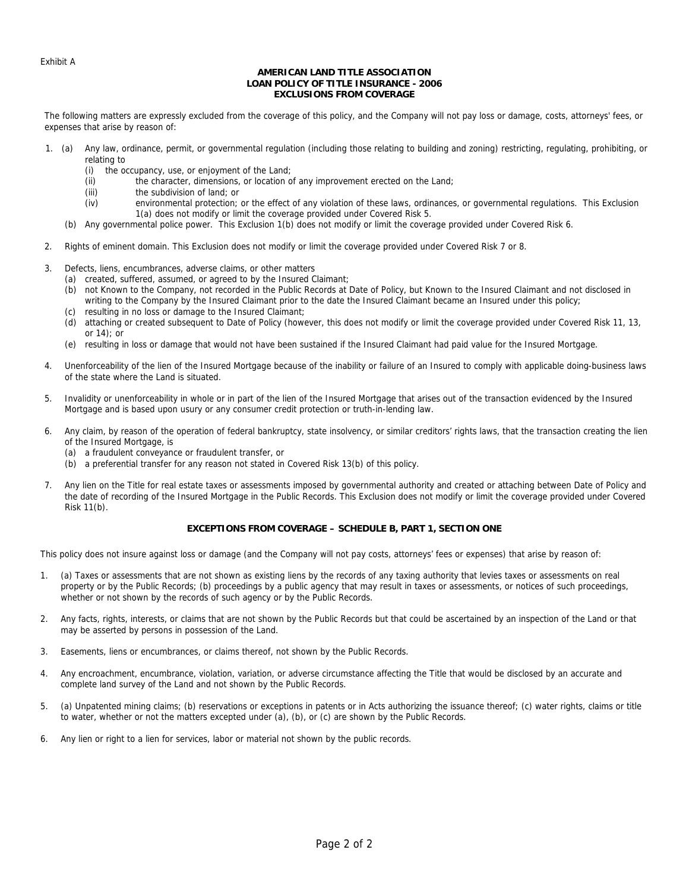Exhibit A

**AMERICAN LAND TITLE ASSOCIATION**
**LOAN POLICY OF TITLE INSURANCE - 2006**
**EXCLUSIONS FROM COVERAGE**

The following matters are expressly excluded from the coverage of this policy, and the Company will not pay loss or damage, costs, attorneys' fees, or expenses that arise by reason of:

1. (a) Any law, ordinance, permit, or governmental regulation (including those relating to building and zoning) restricting, regulating, prohibiting, or relating to
   - (i) the occupancy, use, or enjoyment of the Land;
   - (ii) the character, dimensions, or location of any improvement erected on the Land;
   - (iii) the subdivision of land; or
   - (iv) environmental protection; or the effect of any violation of these laws, ordinances, or governmental regulations. This Exclusion 1(a) does not modify or limit the coverage provided under Covered Risk 5.

   (b) Any governmental police power. This Exclusion 1(b) does not modify or limit the coverage provided under Covered Risk 6.

2. Rights of eminent domain. This Exclusion does not modify or limit the coverage provided under Covered Risk 7 or 8.

3. Defects, liens, encumbrances, adverse claims, or other matters
   - (a) created, suffered, assumed, or agreed to by the Insured Claimant;
   - (b) not Known to the Company, not recorded in the Public Records at Date of Policy, but Known to the Insured Claimant and not disclosed in writing to the Company by the Insured Claimant prior to the date the Insured Claimant became an Insured under this policy;
   - (c) resulting in no loss or damage to the Insured Claimant;
   - (d) attaching or created subsequent to Date of Policy (however, this does not modify or limit the coverage provided under Covered Risk 11, 13, or 14); or
   - (e) resulting in loss or damage that would not have been sustained if the Insured Claimant had paid value for the Insured Mortgage.

4. Unenforceability of the lien of the Insured Mortgage because of the inability or failure of an Insured to comply with applicable doing-business laws of the state where the Land is situated.

5. Invalidity or unenforceability in whole or in part of the lien of the Insured Mortgage that arises out of the transaction evidenced by the Insured Mortgage and is based upon usury or any consumer credit protection or truth-in-lending law.

6. Any claim, by reason of the operation of federal bankruptcy, state insolvency, or similar creditors' rights laws, that the transaction creating the lien of the Insured Mortgage, is
   - (a) a fraudulent conveyance or fraudulent transfer, or
   - (b) a preferential transfer for any reason not stated in Covered Risk 13(b) of this policy.

7. Any lien on the Title for real estate taxes or assessments imposed by governmental authority and created or attaching between Date of Policy and the date of recording of the Insured Mortgage in the Public Records. This Exclusion does not modify or limit the coverage provided under Covered Risk 11(b).

**EXCEPTIONS FROM COVERAGE – SCHEDULE B, PART 1, SECTION ONE**

This policy does not insure against loss or damage (and the Company will not pay costs, attorneys' fees or expenses) that arise by reason of:

1. (a) Taxes or assessments that are not shown as existing liens by the records of any taxing authority that levies taxes or assessments on real property or by the Public Records; (b) proceedings by a public agency that may result in taxes or assessments, or notices of such proceedings, whether or not shown by the records of such agency or by the Public Records.

2. Any facts, rights, interests, or claims that are not shown by the Public Records but that could be ascertained by an inspection of the Land or that may be asserted by persons in possession of the Land.

3. Easements, liens or encumbrances, or claims thereof, not shown by the Public Records.

4. Any encroachment, encumbrance, violation, variation, or adverse circumstance affecting the Title that would be disclosed by an accurate and complete land survey of the Land and not shown by the Public Records.

5. (a) Unpatented mining claims; (b) reservations or exceptions in patents or in Acts authorizing the issuance thereof; (c) water rights, claims or title to water, whether or not the matters excepted under (a), (b), or (c) are shown by the Public Records.

6. Any lien or right to a lien for services, labor or material not shown by the public records.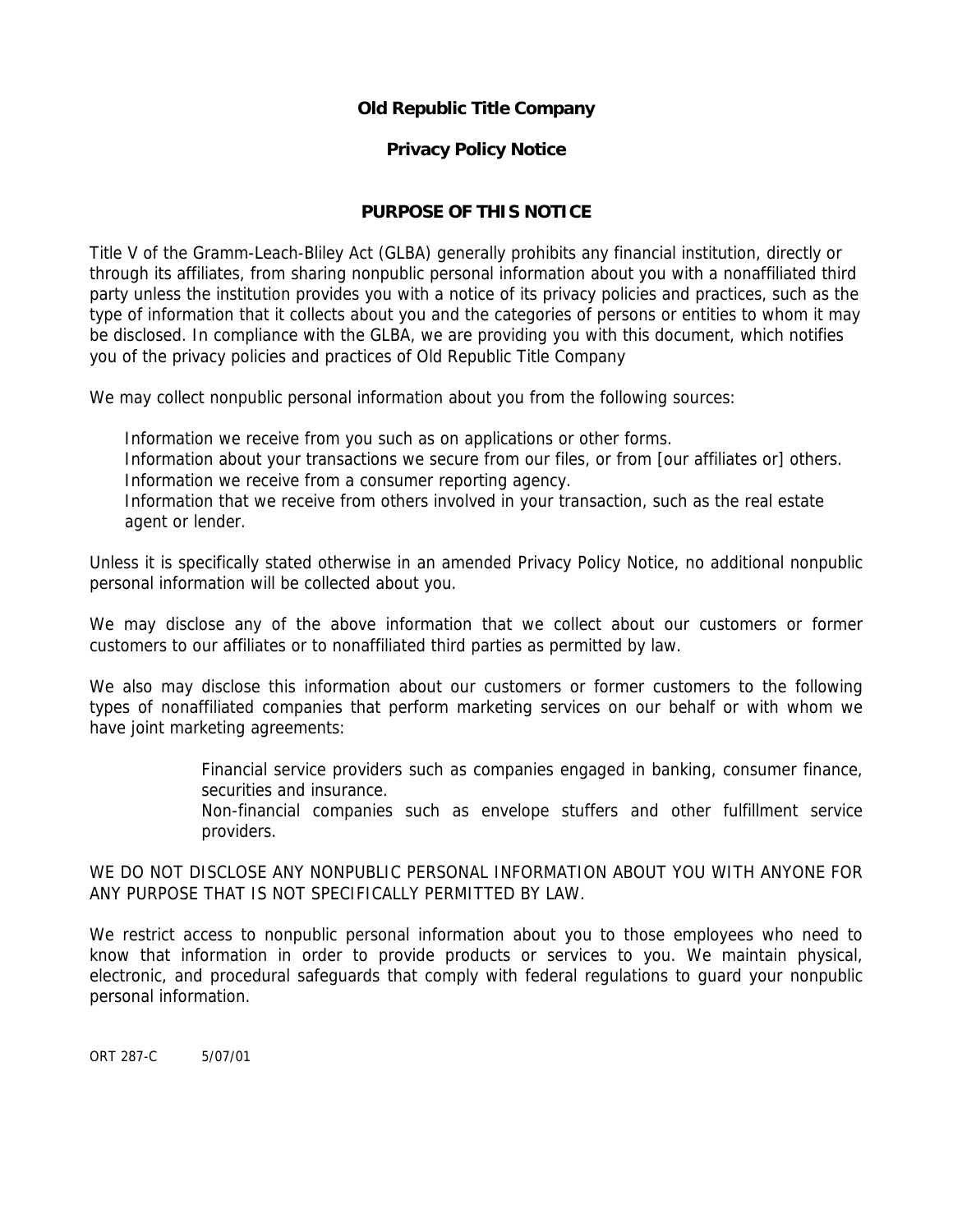**Old Republic Title Company**

**Privacy Policy Notice**

## PURPOSE OF THIS NOTICE

Title V of the Gramm-Leach-Bliley Act (GLBA) generally prohibits any financial institution, directly or through its affiliates, from sharing nonpublic personal information about you with a nonaffiliated third party unless the institution provides you with a notice of its privacy policies and practices, such as the type of information that it collects about you and the categories of persons or entities to whom it may be disclosed. In compliance with the GLBA, we are providing you with this document, which notifies you of the privacy policies and practices of Old Republic Title Company

We may collect nonpublic personal information about you from the following sources:

- Information we receive from you such as on applications or other forms.
- Information about your transactions we secure from our files, or from [our affiliates or] others.
- Information we receive from a consumer reporting agency.
- Information that we receive from others involved in your transaction, such as the real estate agent or lender.

Unless it is specifically stated otherwise in an amended Privacy Policy Notice, no additional nonpublic personal information will be collected about you.

We may disclose any of the above information that we collect about our customers or former customers to our affiliates or to nonaffiliated third parties as permitted by law.

We also may disclose this information about our customers or former customers to the following types of nonaffiliated companies that perform marketing services on our behalf or with whom we have joint marketing agreements:

- Financial service providers such as companies engaged in banking, consumer finance, securities and insurance.
- Non-financial companies such as envelope stuffers and other fulfillment service providers.

WE DO NOT DISCLOSE ANY NONPUBLIC PERSONAL INFORMATION ABOUT YOU WITH ANYONE FOR ANY PURPOSE THAT IS NOT SPECIFICALLY PERMITTED BY LAW.

We restrict access to nonpublic personal information about you to those employees who need to know that information in order to provide products or services to you. We maintain physical, electronic, and procedural safeguards that comply with federal regulations to guard your nonpublic personal information.

ORT 287-C 5/07/01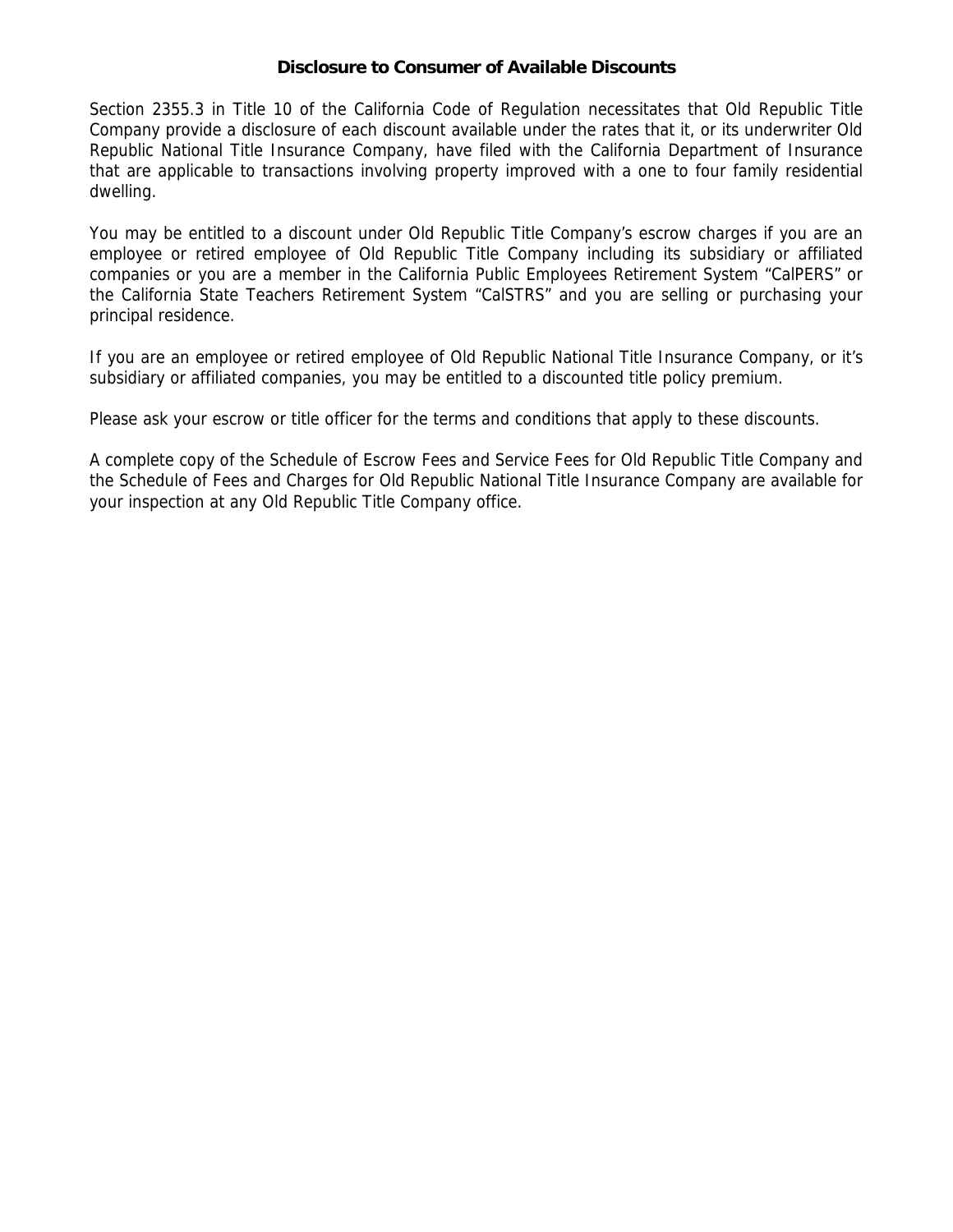**Disclosure to Consumer of Available Discounts**

Section 2355.3 in Title 10 of the California Code of Regulation necessitates that Old Republic Title Company provide a disclosure of each discount available under the rates that it, or its underwriter Old Republic National Title Insurance Company, have filed with the California Department of Insurance that are applicable to transactions involving property improved with a one to four family residential dwelling.

You may be entitled to a discount under Old Republic Title Company's escrow charges if you are an employee or retired employee of Old Republic Title Company including its subsidiary or affiliated companies or you are a member in the California Public Employees Retirement System "CalPERS" or the California State Teachers Retirement System "CalSTRS" and you are selling or purchasing your principal residence.

If you are an employee or retired employee of Old Republic National Title Insurance Company, or it's subsidiary or affiliated companies, you may be entitled to a discounted title policy premium.

Please ask your escrow or title officer for the terms and conditions that apply to these discounts.

A complete copy of the Schedule of Escrow Fees and Service Fees for Old Republic Title Company and the Schedule of Fees and Charges for Old Republic National Title Insurance Company are available for your inspection at any Old Republic Title Company office.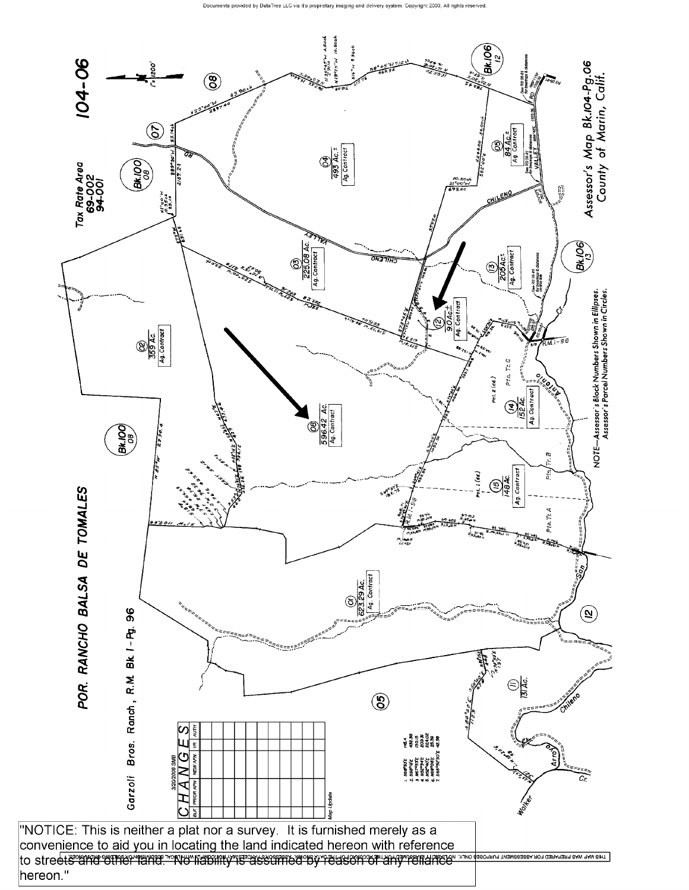Documents provided by DataTree LLC via it's proprietary imaging and delivery system. Copyright 2003, All rights reserved.

# 104-06

**POR. RANCHO BALSA DE TOMALES**

Garzoli Bros. Ranch, R.M. Bk. 1 - Pg. 96

Tax Rate Area
69-002
94-001

1" = 1200'

| CHANGES | | | | |
|---|---|---|---|---|
| BLK | PRIOR APN | NEW APN | YR | AUTH |
| | | | | |

3/20/2006 SMB

Map Update

(01) 623.29 Ac. Ag. Contract

(02) 359 Ac. Ag. Contract

(03) 225.08 Ac. Ag. Contract

(04) 493 Ac.± Ag. Contract

(05) 84 Ac.± Ag. Contract

(08) 596.42 Ac. Ag. Contract

(11) 131 Ac.

(12) 9.0 Ac.± Ag. Contract

(13) 205 Ac.± Ag. Contract

(14) 152 Ac. Ag. Contract

(15) 148 Ac. Ag. Contract

Bk.100 08

Bk.106 12

Bk.106 13

CHILENO VALLEY RD

NOTE—Assessor's Block Numbers Shown in Ellipses.
Assessor's Parcel Numbers Shown in Circles.

Assessor's Map Bk.104-Pg.06
County of Marin, Calif.

THIS MAP WAS PREPARED FOR ASSESSMENT PURPOSES ONLY. NO LIABILITY IS ASSUMED FOR THE ACCURACY OF THE DATA SHOWN. ASSESSOR'S PARCELS MAY NOT COMPLY WITH LOCAL SUBDIVISION OR BUILDING ORDINANCES.

"NOTICE: This is neither a plat nor a survey. It is furnished merely as a convenience to aid you in locating the land indicated hereon with reference to streets and other land. No liability is assumed by reason of any reliance hereon."